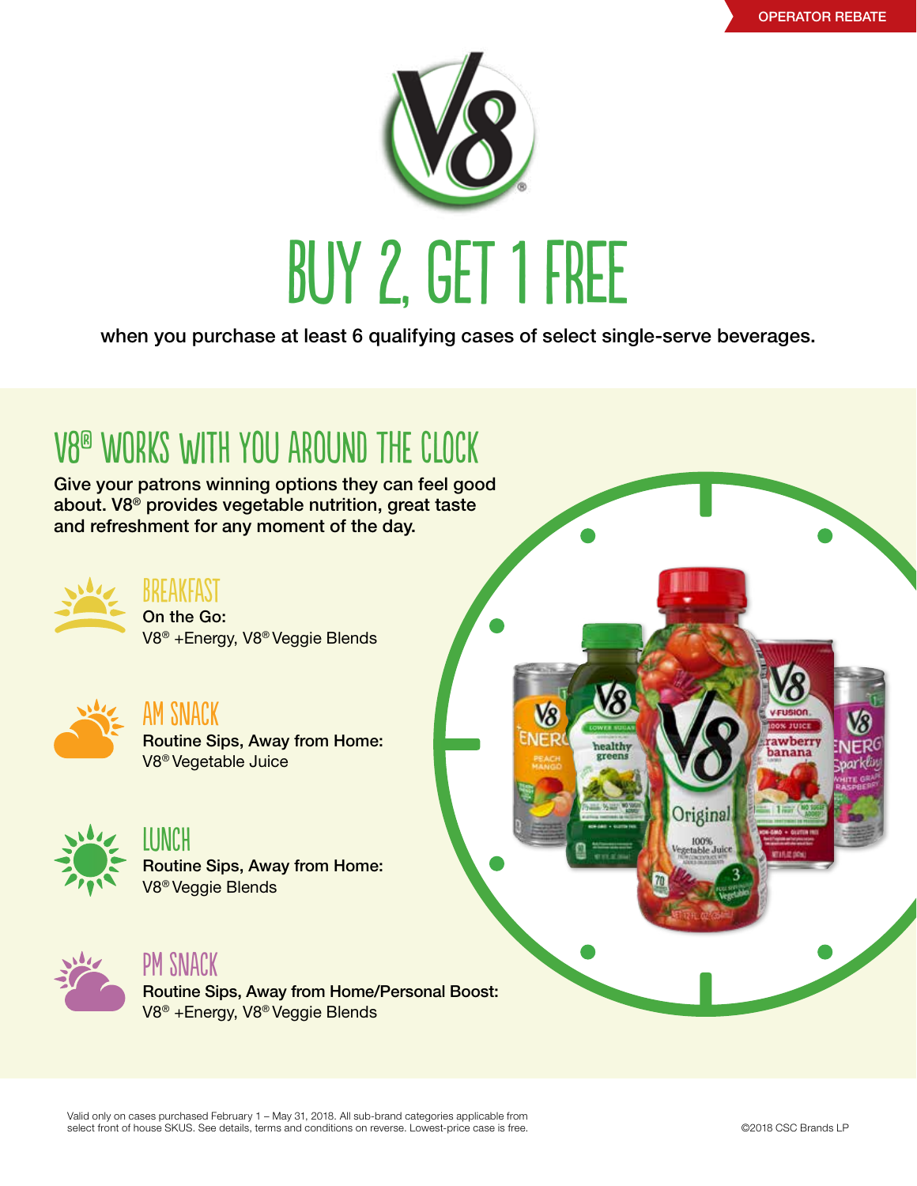OPERATOR REBATE

# BUY 2, GET 1 FREE

when you purchase at least 6 qualifying cases of select single-serve beverages.

## V8® WORKS WITH YOU AROUND THE CLOCK

Give your patrons winning options they can feel good about. V8® provides vegetable nutrition, great taste and refreshment for any moment of the day.

### BREAKFAST

**On the Go:**
V8® +Energy, V8® Veggie Blends

### AM SNACK

**Routine Sips, Away from Home:**
V8® Vegetable Juice

### LUNCH

**Routine Sips, Away from Home:**
V8® Veggie Blends

### PM SNACK

**Routine Sips, Away from Home/Personal Boost:**
V8® +Energy, V8® Veggie Blends

Valid only on cases purchased February 1 – May 31, 2018. All sub-brand categories applicable from select front of house SKUS. See details, terms and conditions on reverse. Lowest-price case is free.

©2018 CSC Brands LP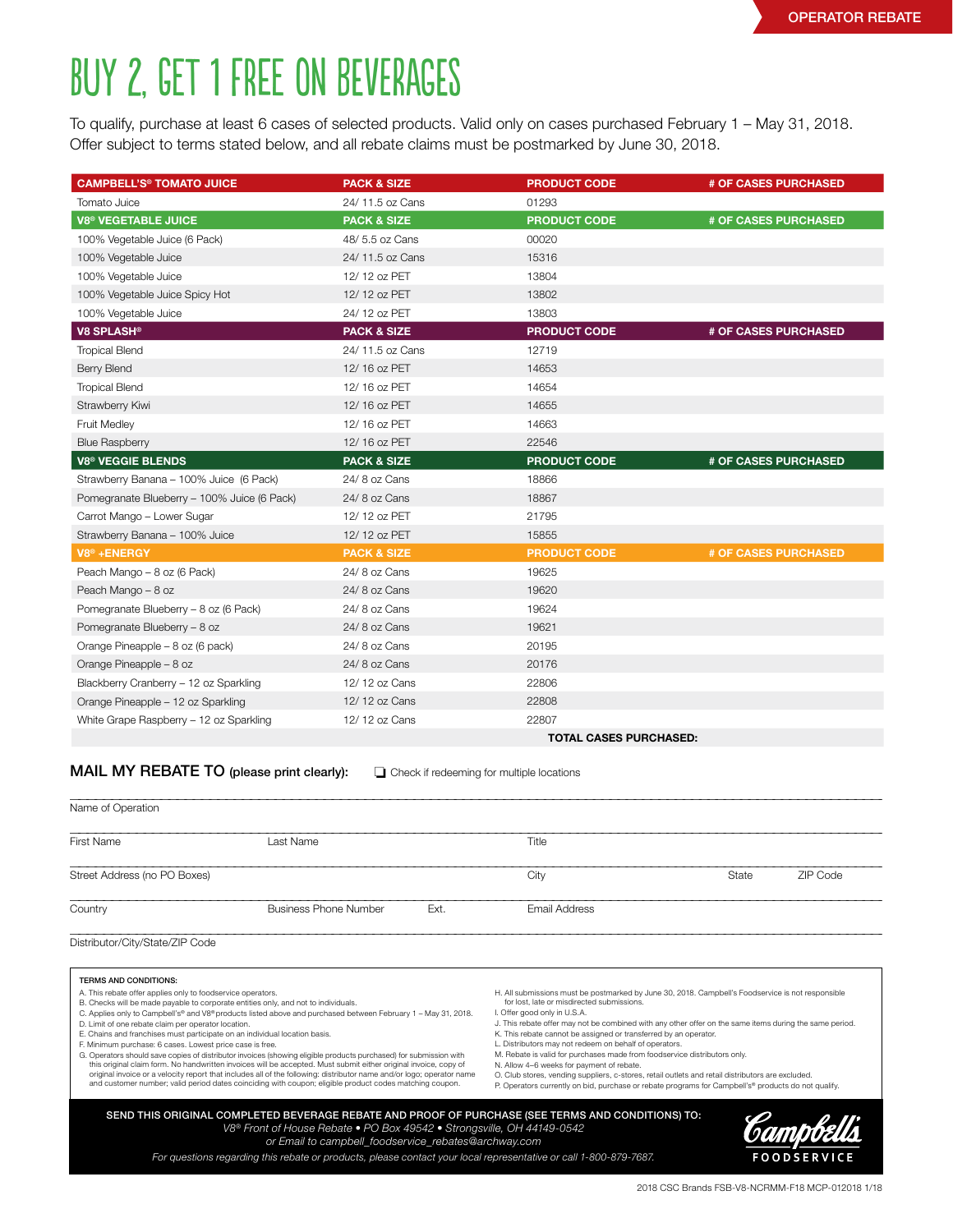OPERATOR REBATE

# BUY 2, GET 1 FREE ON BEVERAGES

To qualify, purchase at least 6 cases of selected products. Valid only on cases purchased February 1 – May 31, 2018. Offer subject to terms stated below, and all rebate claims must be postmarked by June 30, 2018.

| CAMPBELL'S® TOMATO JUICE | PACK & SIZE | PRODUCT CODE | # OF CASES PURCHASED |
|---|---|---|---|
| Tomato Juice | 24/ 11.5 oz Cans | 01293 | |
| **V8® VEGETABLE JUICE** | **PACK & SIZE** | **PRODUCT CODE** | **# OF CASES PURCHASED** |
| 100% Vegetable Juice (6 Pack) | 48/ 5.5 oz Cans | 00020 | |
| 100% Vegetable Juice | 24/ 11.5 oz Cans | 15316 | |
| 100% Vegetable Juice | 12/ 12 oz PET | 13804 | |
| 100% Vegetable Juice Spicy Hot | 12/ 12 oz PET | 13802 | |
| 100% Vegetable Juice | 24/ 12 oz PET | 13803 | |
| **V8 SPLASH®** | **PACK & SIZE** | **PRODUCT CODE** | **# OF CASES PURCHASED** |
| Tropical Blend | 24/ 11.5 oz Cans | 12719 | |
| Berry Blend | 12/ 16 oz PET | 14653 | |
| Tropical Blend | 12/ 16 oz PET | 14654 | |
| Strawberry Kiwi | 12/ 16 oz PET | 14655 | |
| Fruit Medley | 12/ 16 oz PET | 14663 | |
| Blue Raspberry | 12/ 16 oz PET | 22546 | |
| **V8® VEGGIE BLENDS** | **PACK & SIZE** | **PRODUCT CODE** | **# OF CASES PURCHASED** |
| Strawberry Banana – 100% Juice (6 Pack) | 24/ 8 oz Cans | 18866 | |
| Pomegranate Blueberry – 100% Juice (6 Pack) | 24/ 8 oz Cans | 18867 | |
| Carrot Mango – Lower Sugar | 12/ 12 oz PET | 21795 | |
| Strawberry Banana – 100% Juice | 12/ 12 oz PET | 15855 | |
| **V8® +ENERGY** | **PACK & SIZE** | **PRODUCT CODE** | **# OF CASES PURCHASED** |
| Peach Mango – 8 oz (6 Pack) | 24/ 8 oz Cans | 19625 | |
| Peach Mango – 8 oz | 24/ 8 oz Cans | 19620 | |
| Pomegranate Blueberry – 8 oz (6 Pack) | 24/ 8 oz Cans | 19624 | |
| Pomegranate Blueberry – 8 oz | 24/ 8 oz Cans | 19621 | |
| Orange Pineapple – 8 oz (6 pack) | 24/ 8 oz Cans | 20195 | |
| Orange Pineapple – 8 oz | 24/ 8 oz Cans | 20176 | |
| Blackberry Cranberry – 12 oz Sparkling | 12/ 12 oz Cans | 22806 | |
| Orange Pineapple – 12 oz Sparkling | 12/ 12 oz Cans | 22808 | |
| White Grape Raspberry – 12 oz Sparkling | 12/ 12 oz Cans | 22807 | |
| | | **TOTAL CASES PURCHASED:** | |

## MAIL MY REBATE TO (please print clearly):

❏ Check if redeeming for multiple locations

Name of Operation

First Name | Last Name | Title

Street Address (no PO Boxes) | City | State | ZIP Code

Country | Business Phone Number | Ext. | Email Address

Distributor/City/State/ZIP Code

**TERMS AND CONDITIONS:**

A. This rebate offer applies only to foodservice operators.
B. Checks will be made payable to corporate entities only, and not to individuals.
C. Applies only to Campbell's® and V8® products listed above and purchased between February 1 – May 31, 2018.
D. Limit of one rebate claim per operator location.
E. Chains and franchises must participate on an individual location basis.
F. Minimum purchase: 6 cases. Lowest price case is free.
G. Operators should save copies of distributor invoices (showing eligible products purchased) for submission with this original claim form. No handwritten invoices will be accepted. Must submit either original invoice, copy of original invoice or a velocity report that includes all of the following: distributor name and/or logo; operator name and customer number; valid period dates coinciding with coupon; eligible product codes matching coupon.
H. All submissions must be postmarked by June 30, 2018. Campbell's Foodservice is not responsible for lost, late or misdirected submissions.
I. Offer good only in U.S.A.
J. This rebate offer may not be combined with any other offer on the same items during the same period.
K. This rebate cannot be assigned or transferred by an operator.
L. Distributors may not redeem on behalf of operators.
M. Rebate is valid for purchases made from foodservice distributors only.
N. Allow 4–6 weeks for payment of rebate.
O. Club stores, vending suppliers, c-stores, retail outlets and retail distributors are excluded.
P. Operators currently on bid, purchase or rebate programs for Campbell's® products do not qualify.

**SEND THIS ORIGINAL COMPLETED BEVERAGE REBATE AND PROOF OF PURCHASE (SEE TERMS AND CONDITIONS) TO:**
*V8® Front of House Rebate • PO Box 49542 • Strongsville, OH 44149-0542*
*or Email to campbell_foodservice_rebates@archway.com*
*For questions regarding this rebate or products, please contact your local representative or call 1-800-879-7687.*

Campbell's FOODSERVICE

2018 CSC Brands FSB-V8-NCRMM-F18 MCP-012018 1/18